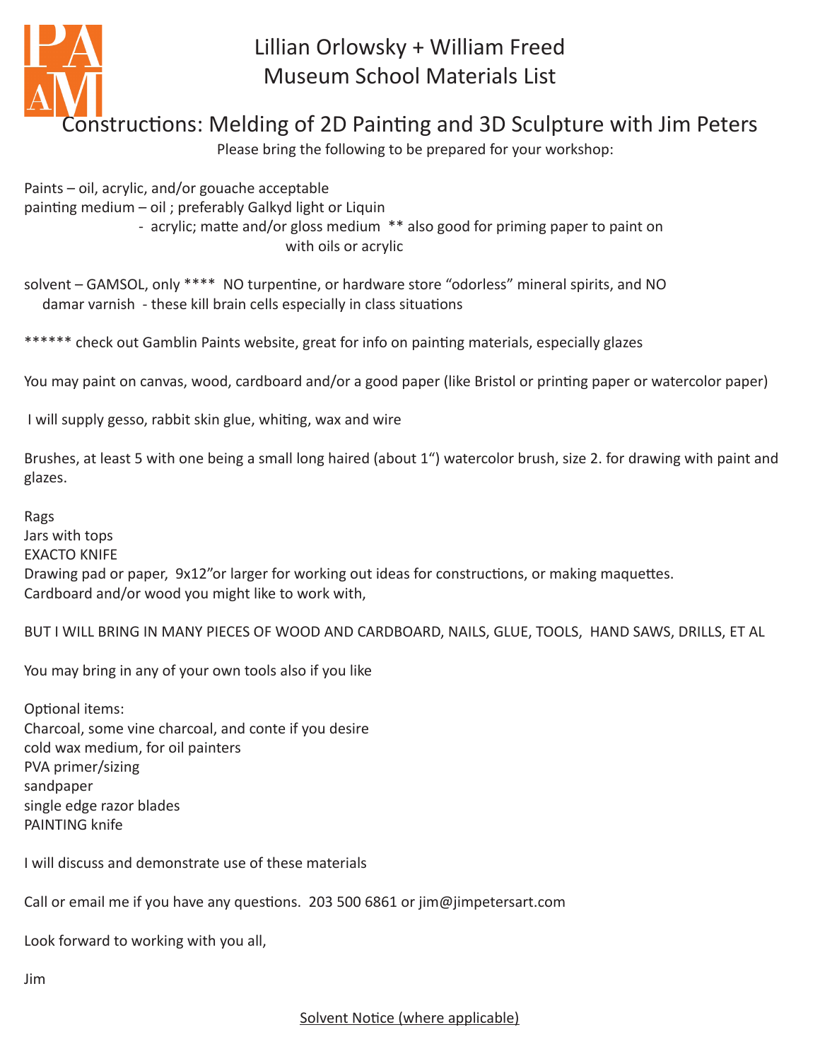# Lillian Orlowsky + William Freed Museum School Materials List

## Constructions: Melding of 2D Painting and 3D Sculpture with Jim Peters

Please bring the following to be prepared for your workshop:

Paints – oil, acrylic, and/or gouache acceptable
painting medium – oil ; preferably Galkyd light or Liquin
 - acrylic; matte and/or gloss medium ** also good for priming paper to paint on with oils or acrylic

solvent – GAMSOL, only **** NO turpentine, or hardware store "odorless" mineral spirits, and NO damar varnish - these kill brain cells especially in class situations

****** check out Gamblin Paints website, great for info on painting materials, especially glazes

You may paint on canvas, wood, cardboard and/or a good paper (like Bristol or printing paper or watercolor paper)

I will supply gesso, rabbit skin glue, whiting, wax and wire

Brushes, at least 5 with one being a small long haired (about 1") watercolor brush, size 2. for drawing with paint and glazes.

Rags
Jars with tops
EXACTO KNIFE
Drawing pad or paper, 9x12"or larger for working out ideas for constructions, or making maquettes.
Cardboard and/or wood you might like to work with,

BUT I WILL BRING IN MANY PIECES OF WOOD AND CARDBOARD, NAILS, GLUE, TOOLS, HAND SAWS, DRILLS, ET AL

You may bring in any of your own tools also if you like

Optional items:
Charcoal, some vine charcoal, and conte if you desire
cold wax medium, for oil painters
PVA primer/sizing
sandpaper
single edge razor blades
PAINTING knife

I will discuss and demonstrate use of these materials

Call or email me if you have any questions. 203 500 6861 or jim@jimpetersart.com

Look forward to working with you all,

Jim

Solvent Notice (where applicable)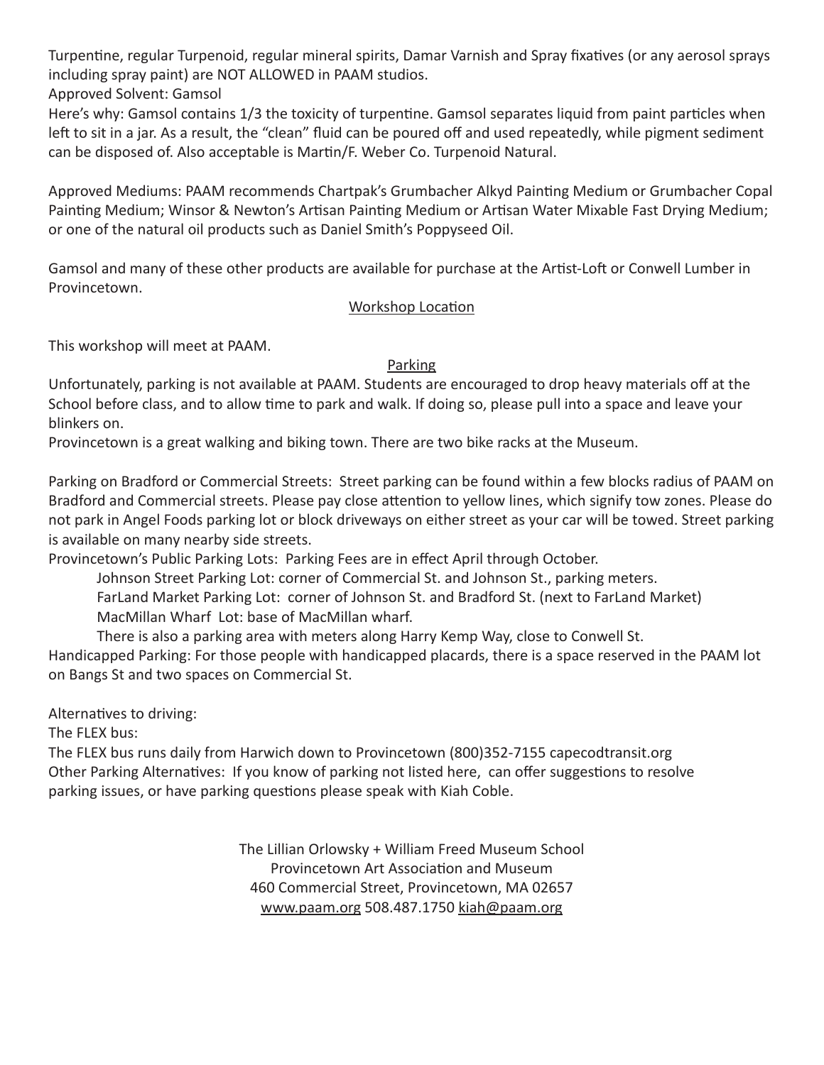Turpentine, regular Turpenoid, regular mineral spirits, Damar Varnish and Spray fixatives (or any aerosol sprays including spray paint) are NOT ALLOWED in PAAM studios.

Approved Solvent: Gamsol

Here's why: Gamsol contains 1/3 the toxicity of turpentine. Gamsol separates liquid from paint particles when left to sit in a jar. As a result, the "clean" fluid can be poured off and used repeatedly, while pigment sediment can be disposed of. Also acceptable is Martin/F. Weber Co. Turpenoid Natural.

Approved Mediums: PAAM recommends Chartpak's Grumbacher Alkyd Painting Medium or Grumbacher Copal Painting Medium; Winsor & Newton's Artisan Painting Medium or Artisan Water Mixable Fast Drying Medium; or one of the natural oil products such as Daniel Smith's Poppyseed Oil.

Gamsol and many of these other products are available for purchase at the Artist-Loft or Conwell Lumber in Provincetown.

## Workshop Location

This workshop will meet at PAAM.

## Parking

Unfortunately, parking is not available at PAAM. Students are encouraged to drop heavy materials off at the School before class, and to allow time to park and walk. If doing so, please pull into a space and leave your blinkers on.

Provincetown is a great walking and biking town. There are two bike racks at the Museum.

Parking on Bradford or Commercial Streets: Street parking can be found within a few blocks radius of PAAM on Bradford and Commercial streets. Please pay close attention to yellow lines, which signify tow zones. Please do not park in Angel Foods parking lot or block driveways on either street as your car will be towed. Street parking is available on many nearby side streets.

Provincetown's Public Parking Lots: Parking Fees are in effect April through October.

- Johnson Street Parking Lot: corner of Commercial St. and Johnson St., parking meters.
- FarLand Market Parking Lot: corner of Johnson St. and Bradford St. (next to FarLand Market)
- MacMillan Wharf Lot: base of MacMillan wharf.
- There is also a parking area with meters along Harry Kemp Way, close to Conwell St.

Handicapped Parking: For those people with handicapped placards, there is a space reserved in the PAAM lot on Bangs St and two spaces on Commercial St.

Alternatives to driving:

The FLEX bus:

The FLEX bus runs daily from Harwich down to Provincetown (800)352-7155 capecodtransit.org

Other Parking Alternatives: If you know of parking not listed here, can offer suggestions to resolve parking issues, or have parking questions please speak with Kiah Coble.

The Lillian Orlowsky + William Freed Museum School
Provincetown Art Association and Museum
460 Commercial Street, Provincetown, MA 02657
www.paam.org 508.487.1750 kiah@paam.org